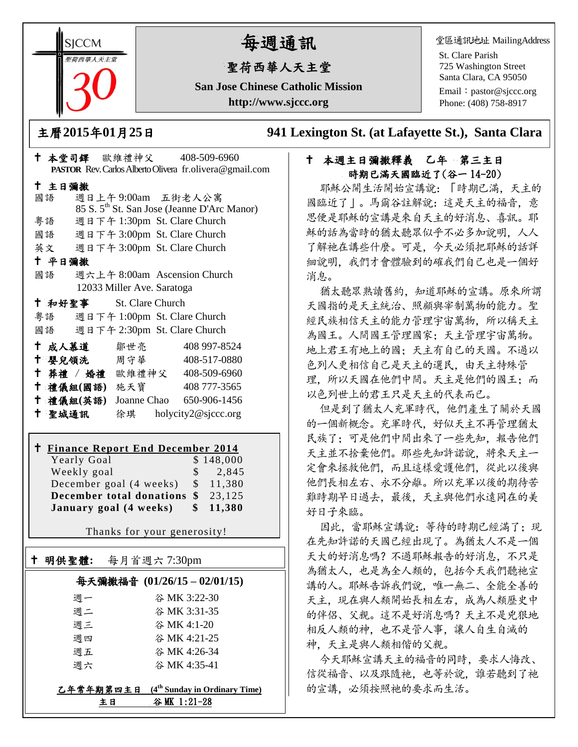SJCCM 聖荷西華人天主堂 30

# 每週通訊

## 聖荷西華人天主堂

**San Jose Chinese Catholic Mission**

**http://www.sjccc.org**

堂區通訊地址 MailingAddress
St. Clare Parish
725 Washington Street
Santa Clara, CA 95050
Email：pastor@sjccc.org
Phone: (408) 758-8917

## 主曆2015年01月25日　　941 Lexington St. (at Lafayette St.), Santa Clara

**✝ 本堂司鐸**　歐維禮神父　408-509-6960
**PASTOR** Rev. Carlos Alberto Olivera fr.olivera@gmail.com

**✝ 主日彌撒**

國語　週日上午 9:00am　五街老人公寓
85 S. 5th St. San Jose (Jeanne D'Arc Manor)
粵語　週日下午 1:30pm St. Clare Church
國語　週日下午 3:00pm St. Clare Church
英文　週日下午 3:00pm St. Clare Church

**✝ 平日彌撒**

國語　週六上午 8:00am Ascension Church
12033 Miller Ave. Saratoga

**✝ 和好聖事**　St. Clare Church
粵語　週日下午 1:00pm St. Clare Church
國語　週日下午 2:30pm St. Clare Church

**✝ 成人慕道**　鄒世亮　408 997-8524
**✝ 嬰兒領洗**　周守華　408-517-0880
**✝ 葬禮 / 婚禮**　歐維禮神父　408-509-6960
**✝ 禮儀組(國語)**　施天寶　408 777-3565
**✝ 禮儀組(英語)**　Joanne Chao　650-906-1456
**✝ 聖城通訊**　徐琪　holycity2@sjccc.org

**✝ Finance Report End December 2014**

| | |
|---|---|
| Yearly Goal | $ 148,000 |
| Weekly goal | $ 2,845 |
| December goal (4 weeks) | $ 11,380 |
| **December total donations** | **$ 23,125** |
| **January goal (4 weeks)** | **$ 11,380** |

Thanks for your generosity!

**✝ 明供聖體:**　每月首週六 7:30pm

**每天彌撒福音 (01/26/15 – 02/01/15)**

| | |
|---|---|
| 週一 | 谷 MK 3:22-30 |
| 週二 | 谷 MK 3:31-35 |
| 週三 | 谷 MK 4:1-20 |
| 週四 | 谷 MK 4:21-25 |
| 週五 | 谷 MK 4:26-34 |
| 週六 | 谷 MK 4:35-41 |

**乙年常年期第四主日 (4th Sunday in Ordinary Time)**
**主日　谷 MK 1:21-28**

### ✝ 本週主日彌撒釋義　乙年　第三主日
### 時期已滿天國臨近了(谷一 14-20)

耶穌公開生活開始宣講說:「時期已滿，天主的國臨近了」。馬爾谷註解說：這是天主的福音，意思便是耶穌的宣講是來自天主的好消息、喜訊。耶穌的話為當時的猶太聽眾似乎不必多加說明，人人了解祂在講些什麼。可是，今天必須把耶穌的話詳細說明，我們才會體驗到的確我們自己也是一個好消息。

猶太聽眾熟讀舊約，知道耶穌的宣講。原來所謂天國指的是天主統治、照顧與宰制萬物的能力。聖經民族相信天主的能力管理宇宙萬物，所以稱天主為國王。人間國王管理國家；天主管理宇宙萬物。地上君王有地上的國；天主有自己的天國。不過以色列人更相信自己是天主的選民，由天主特殊管理，所以天國在他們中間。天主是他們的國王；而以色列世上的君王只是天主的代表而已。

但是到了猶太人充軍時代，他們產生了關於天國的一個新概念。充軍時代，好似天主不再管理猶太民族了；可是他們中間出來了一些先知，報告他們天主並不捨棄他們。那些先知許諾說，將來天主一定會來拯救他們，而且這樣愛護他們，從此以後與他們長相左右、永不分離。所以充軍以後的期待苦難時期早日過去，最後，天主與他們永遠同在的美好日子來臨。

因此，當耶穌宣講說：等待的時期已經滿了；現在先知許諾的天國已經出現了。為猶太人不是一個天大的好消息嗎？不過耶穌報告的好消息，不只是為猶太人，也是為全人類的，包括今天我們聽祂宣講的人。耶穌告訴我們說，唯一無二、全能全善的天主，現在與人類開始長相左右，成為人類歷史中的伴侶、父親。這不是好消息嗎？天主不是兇狠地相反人類的神，也不是管人事，讓人自生自滅的神，天主是與人類相偕的父親。

今天耶穌宣講天主的福音的同時，要求人悔改、信從福音、以及跟隨祂，也等於說，誰若聽到了祂的宣講，必須按照祂的要求而生活。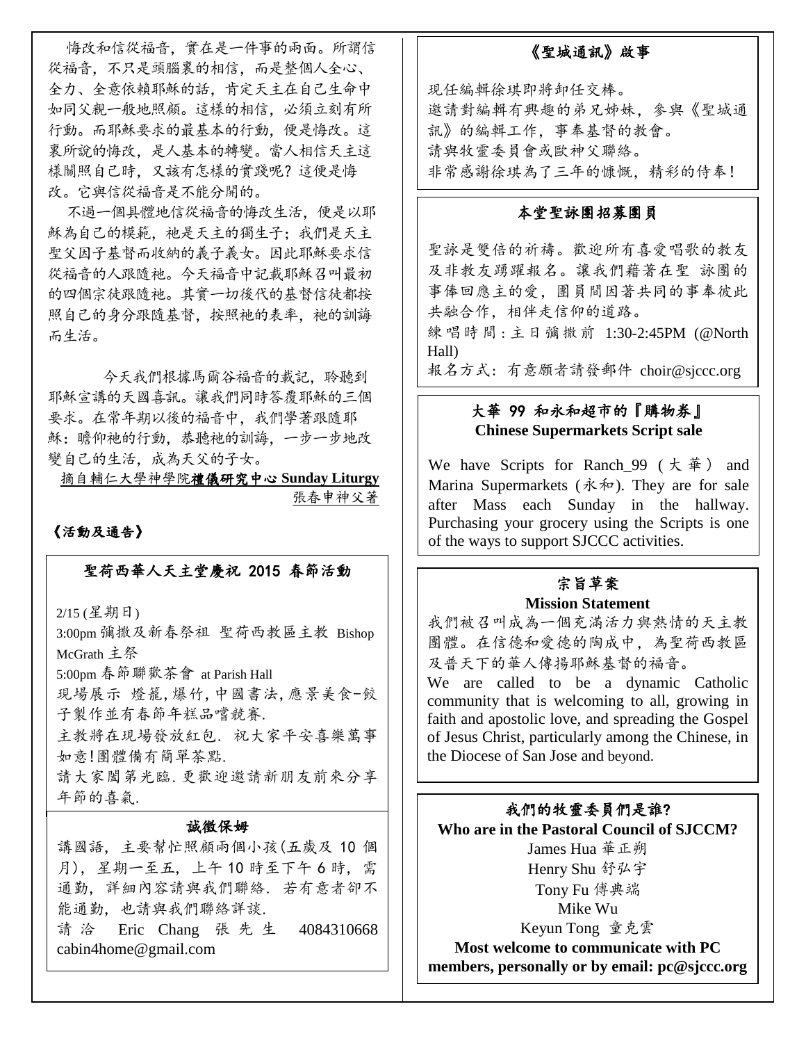悔改和信從福音，實在是一件事的兩面。所謂信從福音，不只是頭腦裏的相信，而是整個人全心、全力、全意依賴耶穌的話，肯定天主在自己生命中如同父親一般地照顧。這樣的相信，必須立刻有所行動。而耶穌要求的最基本的行動，便是悔改。這裏所說的悔改，是人基本的轉變。當人相信天主這樣關照自己時，又該有怎樣的實踐呢？這便是悔改。它與信從福音是不能分開的。

不過一個具體地信從福音的悔改生活，便是以耶穌為自己的模範，祂是天主的獨生子；我們是天主聖父因子基督而收納的義子義女。因此耶穌要求信從福音的人跟隨祂。今天福音中記載耶穌召叫最初的四個宗徒跟隨祂。其實一切後代的基督信徒都按照自己的身分跟隨基督，按照祂的表率，祂的訓誨而生活。

今天我們根據馬爾谷福音的載記，聆聽到耶穌宣講的天國喜訊。讓我們同時答覆耶穌的三個要求。在常年期以後的福音中，我們學著跟隨耶穌：瞻仰祂的行動，恭聽祂的訓誨，一步一步地改變自己的生活，成為天父的子女。

摘自輔仁大學神學院**禮儀研究中心 Sunday Liturgy**
張春申神父著

## 《活動及通告》

### 聖荷西華人天主堂慶祝 2015 春節活動

2/15 (星期日)

3:00pm 彌撒及新春祭祖 聖荷西教區主教 Bishop McGrath 主祭

5:00pm 春節聯歡茶會 at Parish Hall

現場展示 燈籠,爆竹,中國書法,應景美食-餃子製作並有春節年糕品嚐競賽.

主教將在現場發放紅包. 祝大家平安喜樂萬事如意!團體備有簡單茶點.

請大家闔第光臨. 更歡迎邀請新朋友前來分享年節的喜氣.

### 誠徵保姆

講國語，主要幫忙照顧兩個小孩(五歲及 10 個月)，星期一至五，上午 10 時至下午 6 時，需通勤，詳細內容請與我們聯絡. 若有意者卻不能通勤，也請與我們聯絡詳談.

請洽 Eric Chang 張先生 4084310668 cabin4home@gmail.com

### 《聖城通訊》啟事

現任編輯徐琪即將卸任交棒。

邀請對編輯有興趣的弟兄姊妹，參與《聖城通訊》的編輯工作，事奉基督的教會。

請與牧靈委員會或歐神父聯絡。

非常感謝徐琪為了三年的慷慨，精彩的侍奉！

### 本堂聖詠團招募團員

聖詠是雙倍的祈禱。歡迎所有喜愛唱歌的教友及非教友踴躍報名。讓我們藉著在聖 詠團的事俸回應主的愛，團員間因著共同的事奉彼此共融合作，相伴走信仰的道路。

練唱時間：主日彌撒前 1:30-2:45PM (@North Hall)

報名方式：有意願者請發郵件 choir@sjccc.org

### 大華 99 和永和超市的『購物券』
### Chinese Supermarkets Script sale

We have Scripts for Ranch_99 (大華) and Marina Supermarkets (永和). They are for sale after Mass each Sunday in the hallway. Purchasing your grocery using the Scripts is one of the ways to support SJCCC activities.

### 宗旨草案
### Mission Statement

我們被召叫成為一個充滿活力與熱情的天主教團體。在信德和愛德的陶成中，為聖荷西教區及普天下的華人傳揚耶穌基督的福音。

We are called to be a dynamic Catholic community that is welcoming to all, growing in faith and apostolic love, and spreading the Gospel of Jesus Christ, particularly among the Chinese, in the Diocese of San Jose and beyond.

### 我們的牧靈委員們是誰?
### Who are in the Pastoral Council of SJCCM?

James Hua 華正朔
Henry Shu 舒弘宇
Tony Fu 傅典端
Mike Wu
Keyun Tong 童克雲

**Most welcome to communicate with PC members, personally or by email: pc@sjccc.org**